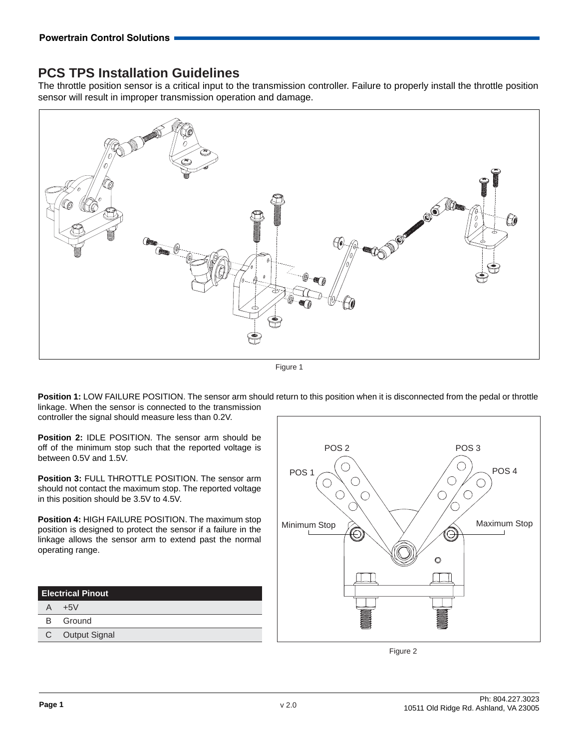# PCS TPS Installation Guidelines

The throttle position sensor is a critical input to the transmission controller. Failure to properly install the throttle position sensor will result in improper transmission operation and damage.

Figure 1

**Position 1:** LOW FAILURE POSITION. The sensor arm should return to this position when it is disconnected from the pedal or throttle linkage. When the sensor is connected to the transmission controller the signal should measure less than 0.2V.

**Position 2:** IDLE POSITION. The sensor arm should be off of the minimum stop such that the reported voltage is between 0.5V and 1.5V.

**Position 3:** FULL THROTTLE POSITION. The sensor arm should not contact the maximum stop. The reported voltage in this position should be 3.5V to 4.5V.

**Position 4:** HIGH FAILURE POSITION. The maximum stop position is designed to protect the sensor if a failure in the linkage allows the sensor arm to extend past the normal operating range.

| Electrical Pinout | |
|---|---|
| A | +5V |
| B | Ground |
| C | Output Signal |

Figure 2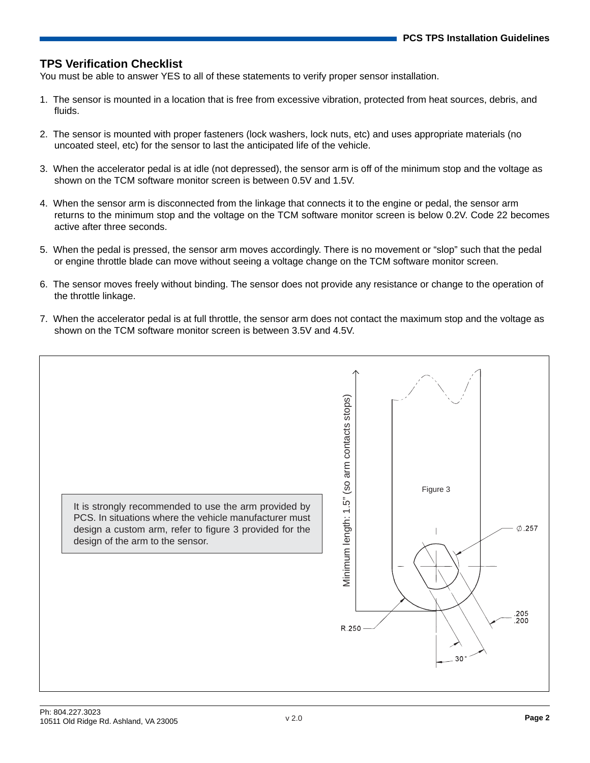## TPS Verification Checklist

You must be able to answer YES to all of these statements to verify proper sensor installation.

1. The sensor is mounted in a location that is free from excessive vibration, protected from heat sources, debris, and fluids.

2. The sensor is mounted with proper fasteners (lock washers, lock nuts, etc) and uses appropriate materials (no uncoated steel, etc) for the sensor to last the anticipated life of the vehicle.

3. When the accelerator pedal is at idle (not depressed), the sensor arm is off of the minimum stop and the voltage as shown on the TCM software monitor screen is between 0.5V and 1.5V.

4. When the sensor arm is disconnected from the linkage that connects it to the engine or pedal, the sensor arm returns to the minimum stop and the voltage on the TCM software monitor screen is below 0.2V. Code 22 becomes active after three seconds.

5. When the pedal is pressed, the sensor arm moves accordingly. There is no movement or “slop” such that the pedal or engine throttle blade can move without seeing a voltage change on the TCM software monitor screen.

6. The sensor moves freely without binding. The sensor does not provide any resistance or change to the operation of the throttle linkage.

7. When the accelerator pedal is at full throttle, the sensor arm does not contact the maximum stop and the voltage as shown on the TCM software monitor screen is between 3.5V and 4.5V.

> It is strongly recommended to use the arm provided by PCS. In situations where the vehicle manufacturer must design a custom arm, refer to figure 3 provided for the design of the arm to the sensor.

Minimum length: 1.5" (so arm contacts stops)

Figure 3

∅.257

.205
.200

R.250

30°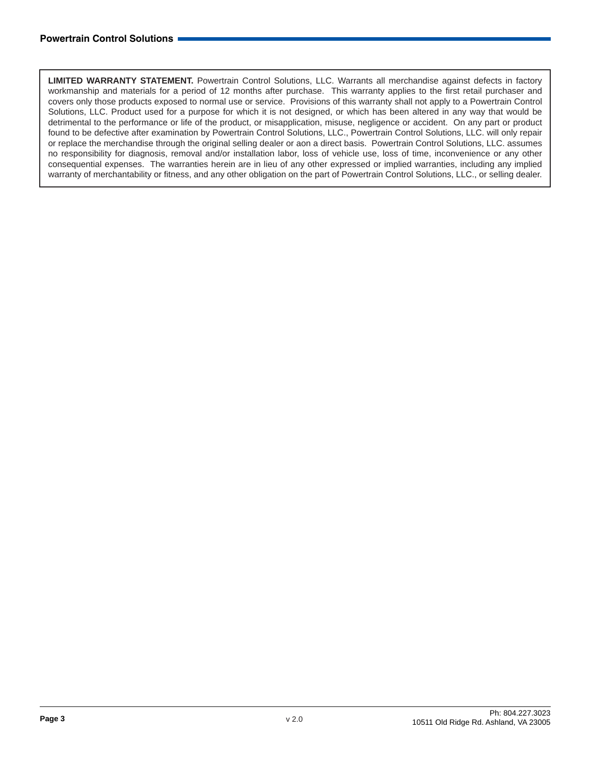**LIMITED WARRANTY STATEMENT.** Powertrain Control Solutions, LLC. Warrants all merchandise against defects in factory workmanship and materials for a period of 12 months after purchase. This warranty applies to the first retail purchaser and covers only those products exposed to normal use or service. Provisions of this warranty shall not apply to a Powertrain Control Solutions, LLC. Product used for a purpose for which it is not designed, or which has been altered in any way that would be detrimental to the performance or life of the product, or misapplication, misuse, negligence or accident. On any part or product found to be defective after examination by Powertrain Control Solutions, LLC., Powertrain Control Solutions, LLC. will only repair or replace the merchandise through the original selling dealer or aon a direct basis. Powertrain Control Solutions, LLC. assumes no responsibility for diagnosis, removal and/or installation labor, loss of vehicle use, loss of time, inconvenience or any other consequential expenses. The warranties herein are in lieu of any other expressed or implied warranties, including any implied warranty of merchantability or fitness, and any other obligation on the part of Powertrain Control Solutions, LLC., or selling dealer.